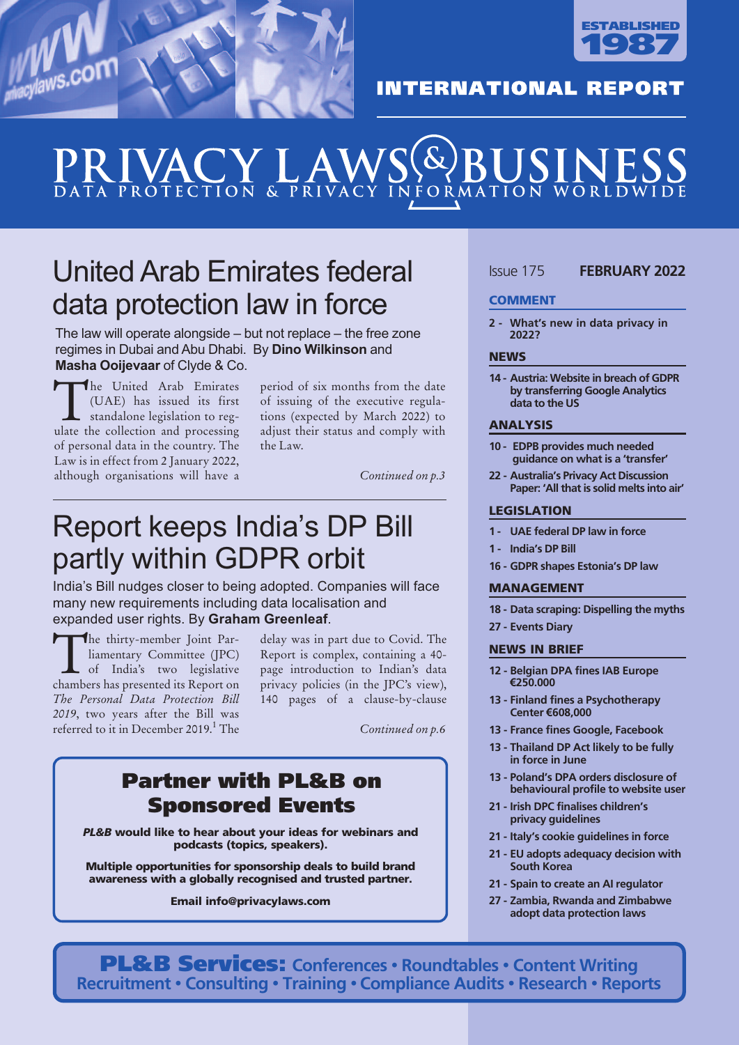ESTABLISHED 1987

INTERNATIONAL REPORT

# PRIVACY LAWS & BUSINESS

DATA PROTECTION & PRIVACY INFORMATION WORLDWIDE

## United Arab Emirates federal data protection law in force

The law will operate alongside – but not replace – the free zone regimes in Dubai and Abu Dhabi. By **Dino Wilkinson** and **Masha Ooijevaar** of Clyde & Co.

The United Arab Emirates (UAE) has issued its first standalone legislation to regulate the collection and processing of personal data in the country. The Law is in effect from 2 January 2022, although organisations will have a period of six months from the date of issuing of the executive regulations (expected by March 2022) to adjust their status and comply with the Law.

*Continued on p.3*

## Report keeps India's DP Bill partly within GDPR orbit

India's Bill nudges closer to being adopted. Companies will face many new requirements including data localisation and expanded user rights. By **Graham Greenleaf**.

The thirty-member Joint Parliamentary Committee (JPC) of India's two legislative chambers has presented its Report on *The Personal Data Protection Bill 2019*, two years after the Bill was referred to it in December 2019.[1] The delay was in part due to Covid. The Report is complex, containing a 40-page introduction to Indian's data privacy policies (in the JPC's view), 140 pages of a clause-by-clause

*Continued on p.6*

### Partner with PL&B on Sponsored Events

***PL&B*** **would like to hear about your ideas for webinars and podcasts (topics, speakers).**

**Multiple opportunities for sponsorship deals to build brand awareness with a globally recognised and trusted partner.**

**Email info@privacylaws.com**

Issue 175 **FEBRUARY 2022**

### COMMENT

- **2 - What's new in data privacy in 2022?**

### NEWS

- **14 - Austria: Website in breach of GDPR by transferring Google Analytics data to the US**

### ANALYSIS

- **10 - EDPB provides much needed guidance on what is a 'transfer'**
- **22 - Australia's Privacy Act Discussion Paper: 'All that is solid melts into air'**

### LEGISLATION

- **1 - UAE federal DP law in force**
- **1 - India's DP Bill**
- **16 - GDPR shapes Estonia's DP law**

### MANAGEMENT

- **18 - Data scraping: Dispelling the myths**
- **27 - Events Diary**

### NEWS IN BRIEF

- **12 - Belgian DPA fines IAB Europe €250.000**
- **13 - Finland fines a Psychotherapy Center €608,000**
- **13 - France fines Google, Facebook**
- **13 - Thailand DP Act likely to be fully in force in June**
- **13 - Poland's DPA orders disclosure of behavioural profile to website user**
- **21 - Irish DPC finalises children's privacy guidelines**
- **21 - Italy's cookie guidelines in force**
- **21 - EU adopts adequacy decision with South Korea**
- **21 - Spain to create an AI regulator**
- **27 - Zambia, Rwanda and Zimbabwe adopt data protection laws**

**PL&B Services:** Conferences • Roundtables • Content Writing Recruitment • Consulting • Training • Compliance Audits • Research • Reports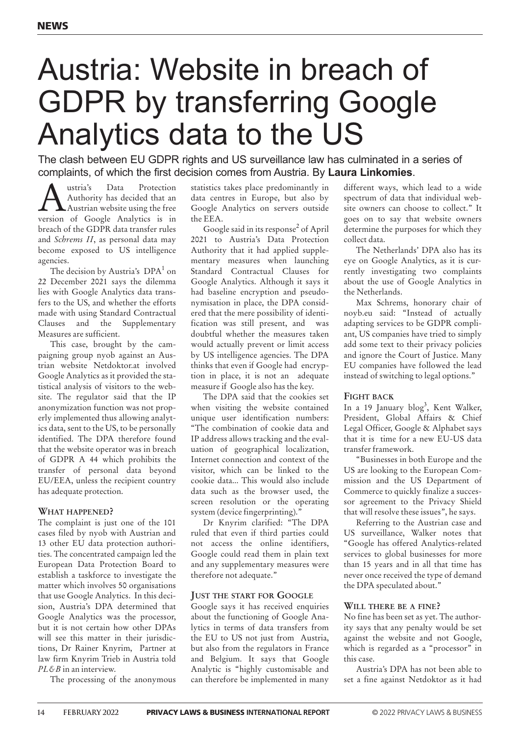# Austria: Website in breach of GDPR by transferring Google Analytics data to the US

The clash between EU GDPR rights and US surveillance law has culminated in a series of complaints, of which the first decision comes from Austria. By **Laura Linkomies**.

Austria's Data Protection Authority has decided that an Austrian website using the free version of Google Analytics is in breach of the GDPR data transfer rules and *Schrems II*, as personal data may become exposed to US intelligence agencies.

The decision by Austria's DPA[1] on 22 December 2021 says the dilemma lies with Google Analytics data transfers to the US, and whether the efforts made with using Standard Contractual Clauses and the Supplementary Measures are sufficient.

This case, brought by the campaigning group nyob against an Austrian website Netdoktor.at involved Google Analytics as it provided the statistical analysis of visitors to the website. The regulator said that the IP anonymization function was not properly implemented thus allowing analytics data, sent to the US, to be personally identified. The DPA therefore found that the website operator was in breach of GDPR A 44 which prohibits the transfer of personal data beyond EU/EEA, unless the recipient country has adequate protection.

### What happened?

The complaint is just one of the 101 cases filed by nyob with Austrian and 13 other EU data protection authorities. The concentrated campaign led the European Data Protection Board to establish a taskforce to investigate the matter which involves 50 organisations that use Google Analytics. In this decision, Austria's DPA determined that Google Analytics was the processor, but it is not certain how other DPAs will see this matter in their jurisdictions, Dr Rainer Knyrim, Partner at law firm Knyrim Trieb in Austria told *PL&B* in an interview.

The processing of the anonymous statistics takes place predominantly in data centres in Europe, but also by Google Analytics on servers outside the EEA.

Google said in its response[2] of April 2021 to Austria's Data Protection Authority that it had applied supplementary measures when launching Standard Contractual Clauses for Google Analytics. Although it says it had baseline encryption and pseudonymisation in place, the DPA considered that the mere possibility of identification was still present, and was doubtful whether the measures taken would actually prevent or limit access by US intelligence agencies. The DPA thinks that even if Google had encryption in place, it is not an adequate measure if Google also has the key.

The DPA said that the cookies set when visiting the website contained unique user identification numbers: "The combination of cookie data and IP address allows tracking and the evaluation of geographical localization, Internet connection and context of the visitor, which can be linked to the cookie data... This would also include data such as the browser used, the screen resolution or the operating system (device fingerprinting)."

Dr Knyrim clarified: "The DPA ruled that even if third parties could not access the online identifiers, Google could read them in plain text and any supplementary measures were therefore not adequate."

### Just the start for Google

Google says it has received enquiries about the functioning of Google Analytics in terms of data transfers from the EU to US not just from Austria, but also from the regulators in France and Belgium. It says that Google Analytic is "highly customisable and can therefore be implemented in many different ways, which lead to a wide spectrum of data that individual website owners can choose to collect." It goes on to say that website owners determine the purposes for which they collect data.

The Netherlands' DPA also has its eye on Google Analytics, as it is currently investigating two complaints about the use of Google Analytics in the Netherlands.

Max Schrems, honorary chair of noyb.eu said: "Instead of actually adapting services to be GDPR compliant, US companies have tried to simply add some text to their privacy policies and ignore the Court of Justice. Many EU companies have followed the lead instead of switching to legal options."

### Fight back

In a 19 January blog[3], Kent Walker, President, Global Affairs & Chief Legal Officer, Google & Alphabet says that it is time for a new EU-US data transfer framework.

"Businesses in both Europe and the US are looking to the European Commission and the US Department of Commerce to quickly finalize a successor agreement to the Privacy Shield that will resolve these issues", he says.

Referring to the Austrian case and US surveillance, Walker notes that "Google has offered Analytics-related services to global businesses for more than 15 years and in all that time has never once received the type of demand the DPA speculated about."

### Will there be a fine?

No fine has been set as yet. The authority says that any penalty would be set against the website and not Google, which is regarded as a "processor" in this case.

Austria's DPA has not been able to set a fine against Netdoktor as it had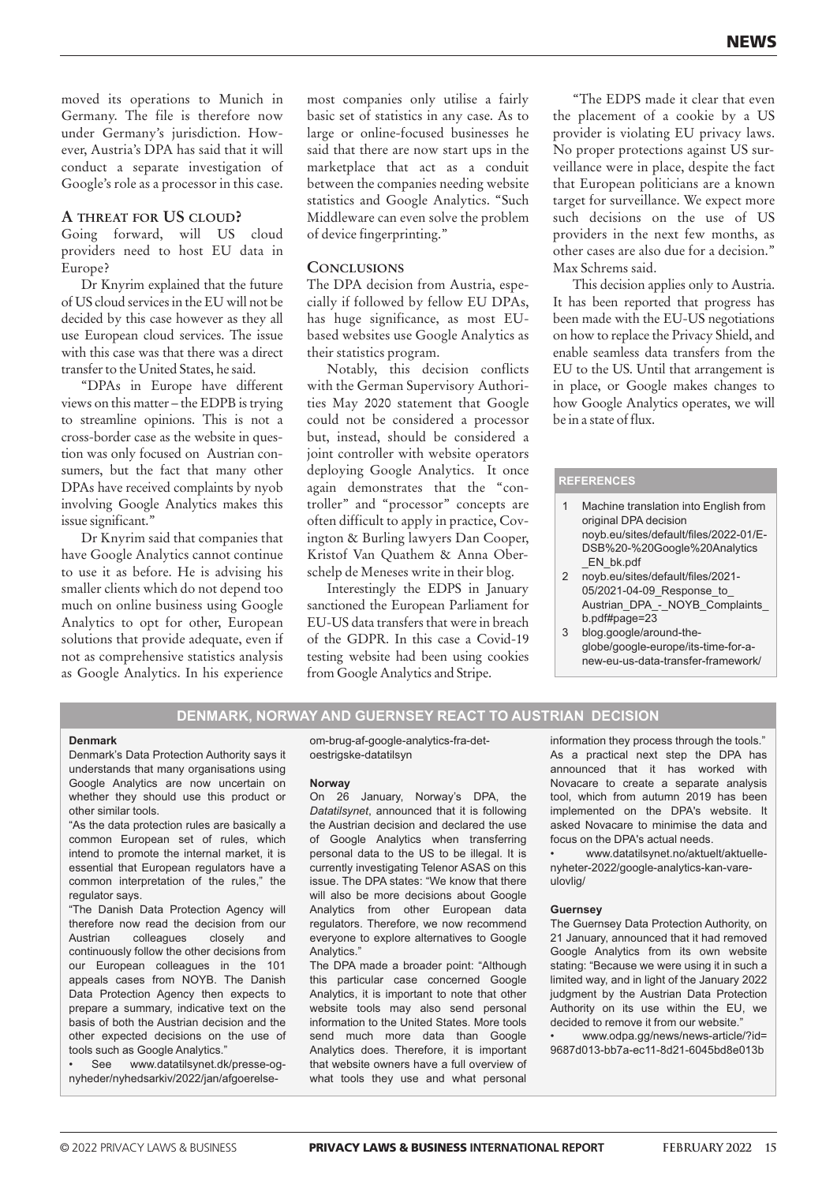moved its operations to Munich in Germany. The file is therefore now under Germany's jurisdiction. However, Austria's DPA has said that it will conduct a separate investigation of Google's role as a processor in this case.

### A threat for US cloud?

Going forward, will US cloud providers need to host EU data in Europe?

Dr Knyrim explained that the future of US cloud services in the EU will not be decided by this case however as they all use European cloud services. The issue with this case was that there was a direct transfer to the United States, he said.

"DPAs in Europe have different views on this matter – the EDPB is trying to streamline opinions. This is not a cross-border case as the website in question was only focused on Austrian consumers, but the fact that many other DPAs have received complaints by nyob involving Google Analytics makes this issue significant."

Dr Knyrim said that companies that have Google Analytics cannot continue to use it as before. He is advising his smaller clients which do not depend too much on online business using Google Analytics to opt for other, European solutions that provide adequate, even if not as comprehensive statistics analysis as Google Analytics. In his experience most companies only utilise a fairly basic set of statistics in any case. As to large or online-focused businesses he said that there are now start ups in the marketplace that act as a conduit between the companies needing website statistics and Google Analytics. "Such Middleware can even solve the problem of device fingerprinting."

### Conclusions

The DPA decision from Austria, especially if followed by fellow EU DPAs, has huge significance, as most EU-based websites use Google Analytics as their statistics program.

Notably, this decision conflicts with the German Supervisory Authorities May 2020 statement that Google could not be considered a processor but, instead, should be considered a joint controller with website operators deploying Google Analytics. It once again demonstrates that the "controller" and "processor" concepts are often difficult to apply in practice, Covington & Burling lawyers Dan Cooper, Kristof Van Quathem & Anna Oberschelp de Meneses write in their blog.

Interestingly the EDPS in January sanctioned the European Parliament for EU-US data transfers that were in breach of the GDPR. In this case a Covid-19 testing website had been using cookies from Google Analytics and Stripe.

"The EDPS made it clear that even the placement of a cookie by a US provider is violating EU privacy laws. No proper protections against US surveillance were in place, despite the fact that European politicians are a known target for surveillance. We expect more such decisions on the use of US providers in the next few months, as other cases are also due for a decision." Max Schrems said.

This decision applies only to Austria. It has been reported that progress has been made with the EU-US negotiations on how to replace the Privacy Shield, and enable seamless data transfers from the EU to the US. Until that arrangement is in place, or Google makes changes to how Google Analytics operates, we will be in a state of flux.

### References

1. Machine translation into English from original DPA decision noyb.eu/sites/default/files/2022-01/E-DSB%20-%20Google%20Analytics_EN_bk.pdf
2. noyb.eu/sites/default/files/2021-05/2021-04-09_Response_to_Austrian_DPA_-_NOYB_Complaints_b.pdf#page=23
3. blog.google/around-the-globe/google-europe/its-time-for-a-new-eu-us-data-transfer-framework/

## Denmark, Norway and Guernsey react to Austrian decision

**Denmark**

Denmark's Data Protection Authority says it understands that many organisations using Google Analytics are now uncertain on whether they should use this product or other similar tools.

"As the data protection rules are basically a common European set of rules, which intend to promote the internal market, it is essential that European regulators have a common interpretation of the rules," the regulator says.

"The Danish Data Protection Agency will therefore now read the decision from our Austrian colleagues closely and continuously follow the other decisions from our European colleagues in the 101 appeals cases from NOYB. The Danish Data Protection Agency then expects to prepare a summary, indicative text on the basis of both the Austrian decision and the other expected decisions on the use of tools such as Google Analytics."

- See www.datatilsynet.dk/presse-og-nyheder/nyhedsarkiv/2022/jan/afgoerelse-om-brug-af-google-analytics-fra-det-oestrigske-datatilsyn

**Norway**

On 26 January, Norway's DPA, the *Datatilsynet*, announced that it is following the Austrian decision and declared the use of Google Analytics when transferring personal data to the US to be illegal. It is currently investigating Telenor ASAS on this issue. The DPA states: "We know that there will also be more decisions about Google Analytics from other European data regulators. Therefore, we now recommend everyone to explore alternatives to Google Analytics."

The DPA made a broader point: "Although this particular case concerned Google Analytics, it is important to note that other website tools may also send personal information to the United States. More tools send much more data than Google Analytics does. Therefore, it is important that website owners have a full overview of what tools they use and what personal information they process through the tools." As a practical next step the DPA has announced that it has worked with Novacare to create a separate analysis tool, which from autumn 2019 has been implemented on the DPA's website. It asked Novacare to minimise the data and focus on the DPA's actual needs.

- www.datatilsynet.no/aktuelt/aktuelle-nyheter-2022/google-analytics-kan-vare-ulovlig/

**Guernsey**

The Guernsey Data Protection Authority, on 21 January, announced that it had removed Google Analytics from its own website stating: "Because we were using it in such a limited way, and in light of the January 2022 judgment by the Austrian Data Protection Authority on its use within the EU, we decided to remove it from our website."

- www.odpa.gg/news/news-article/?id=9687d013-bb7a-ec11-8d21-6045bd8e013b